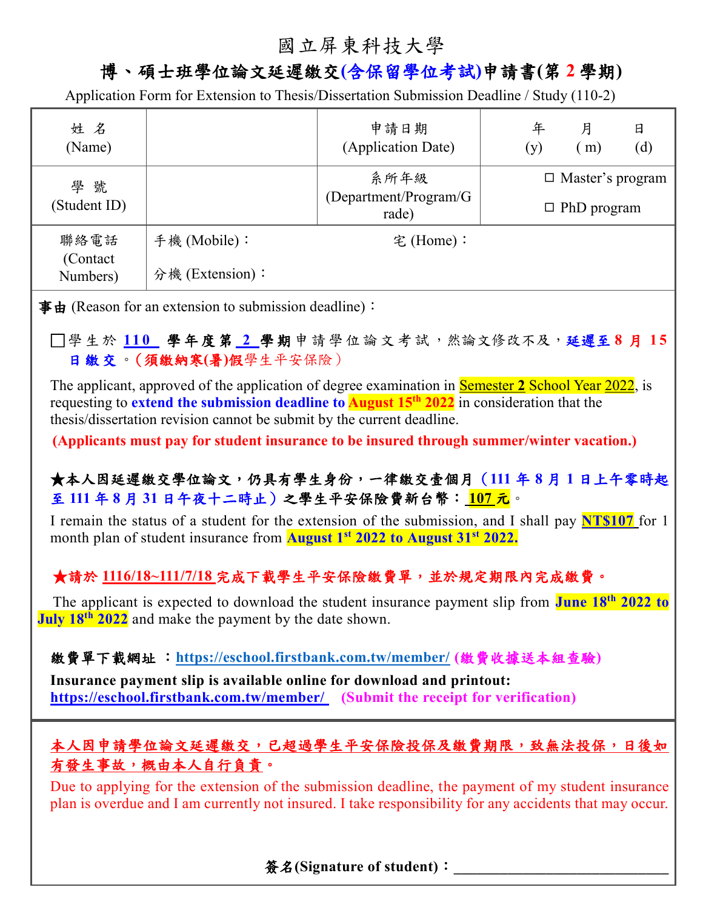# 國立屏東科技大學

## 博、碩士班學位論文延遲繳交(含保留學位考試)申請書(第 2 學期)

Application Form for Extension to Thesis/Dissertation Submission Deadline / Study (110-2)

| 姓 名 (Name) | | 申請日期 (Application Date) | 年 (y) 月 ( m) 日 (d) |
|---|---|---|---|
| 學 號 (Student ID) | | 系所年級 (Department/Program/Grade) | ☐ Master's program ☐ PhD program |
| 聯絡電話 (Contact Numbers) | 手機 (Mobile)： 分機 (Extension)： | 宅 (Home)： | |

**事由** (Reason for an extension to submission deadline)：

☐學生於 **110** 學年度第 **2** 學期申請學位論文考試，然論文修改不及，**延遲至 8 月 15 日繳交**。**(須繳納寒(暑)假**學生平安保險)

The applicant, approved of the application of degree examination in Semester **2** School Year 2022, is requesting to **extend the submission deadline to August 15th 2022** in consideration that the thesis/dissertation revision cannot be submit by the current deadline.

**(Applicants must pay for student insurance to be insured through summer/winter vacation.)**

**★本人因延遲繳交學位論文，仍具有學生身份，一律繳交壹個月（111 年 8 月 1 日上午零時起至 111 年 8 月 31 日午夜十二時止）之學生平安保險費新台幣：107 元**。

I remain the status of a student for the extension of the submission, and I shall pay **NT$107** for 1 month plan of student insurance from **August 1st 2022 to August 31st 2022.**

**★請於 1116/18~111/7/18 完成下載學生平安保險繳費單，並於規定期限內完成繳費。**

The applicant is expected to download the student insurance payment slip from **June 18th 2022 to July 18th 2022** and make the payment by the date shown.

**繳費單下載網址 ：https://eschool.firstbank.com.tw/member/ (繳費收據送本組查驗)**

**Insurance payment slip is available online for download and printout: https://eschool.firstbank.com.tw/member/ (Submit the receipt for verification)**

**本人因申請學位論文延遲繳交，已超過學生平安保險投保及繳費期限，致無法投保，日後如有發生事故，概由本人自行負責。**

Due to applying for the extension of the submission deadline, the payment of my student insurance plan is overdue and I am currently not insured. I take responsibility for any accidents that may occur.

**簽名(Signature of student)：**_______________________________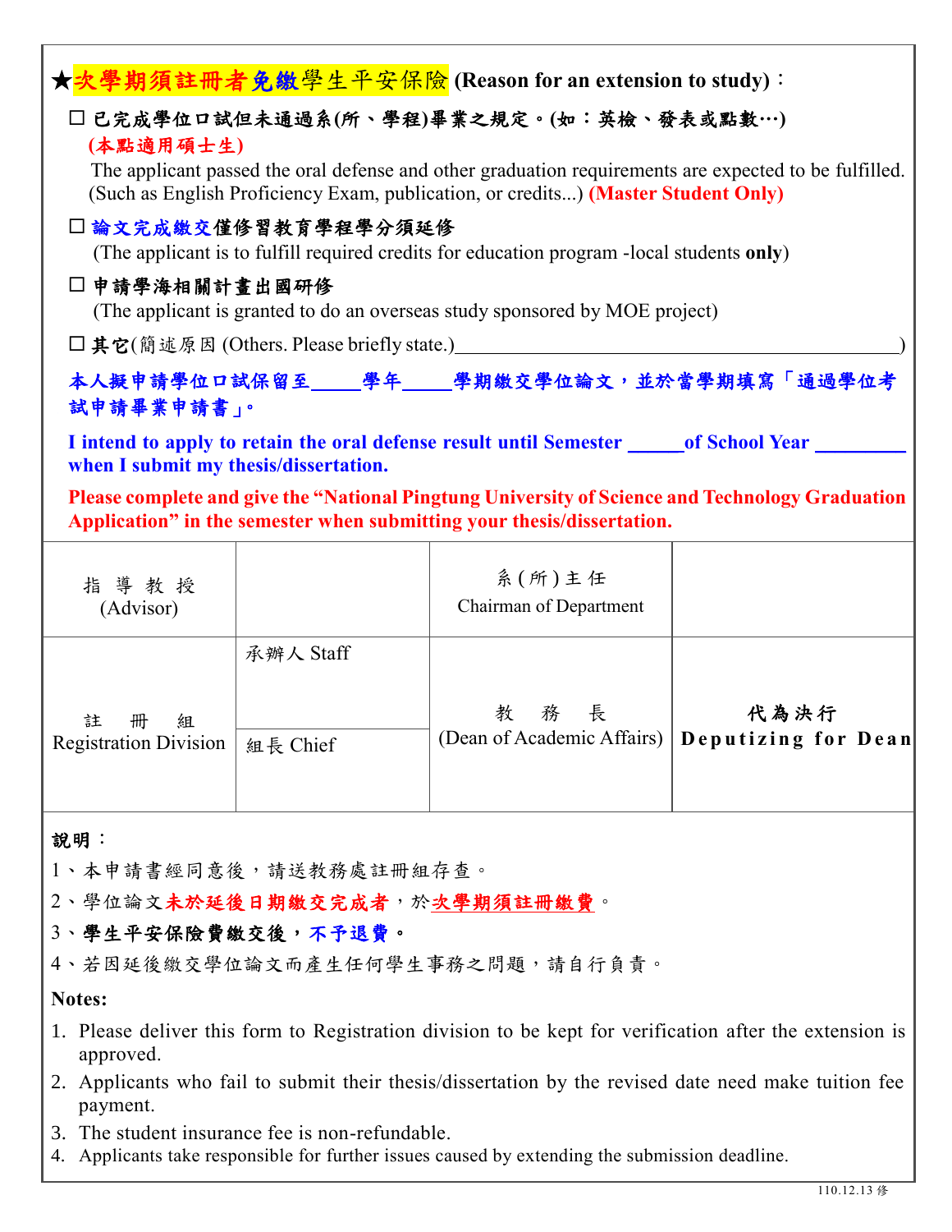★**次學期須註冊者免繳學生平安保險 (Reason for an extension to study)**：

☐ **已完成學位口試但未通過系(所、學程)畢業之規定。(如：英檢、發表或點數…)** **(本點適用碩士生)**

The applicant passed the oral defense and other graduation requirements are expected to be fulfilled. (Such as English Proficiency Exam, publication, or credits...) **(Master Student Only)**

☐ **論文完成繳交僅修習教育學程學分須延修**

(The applicant is to fulfill required credits for education program -local students **only**)

☐ **申請學海相關計畫出國研修**

(The applicant is granted to do an overseas study sponsored by MOE project)

☐ **其它**(簡述原因 (Others. Please briefly state.)______________________________________)

**本人擬申請學位口試保留至_____學年_____學期繳交學位論文，並於當學期填寫「通過學位考試申請畢業申請書」。**

**I intend to apply to retain the oral defense result until Semester _____of School Year _________ when I submit my thesis/dissertation.**

**Please complete and give the "National Pingtung University of Science and Technology Graduation Application" in the semester when submitting your thesis/dissertation.**

| | | | |
|---|---|---|---|
| 指導教授 (Advisor) | | 系(所)主任 Chairman of Department | |
| 註冊組 Registration Division | 承辦人 Staff | 教務長 (Dean of Academic Affairs) | **代為決行 Deputizing for Dean** |
| | 組長 Chief | | |

**說明**：

1、本申請書經同意後，請送教務處註冊組存查。

2、學位論文**未於延後日期繳交完成者**，於**次學期須註冊繳費**。

3、**學生平安保險費繳交後，不予退費。**

4、若因延後繳交學位論文而產生任何學生事務之問題，請自行負責。

**Notes:**

1. Please deliver this form to Registration division to be kept for verification after the extension is approved.
2. Applicants who fail to submit their thesis/dissertation by the revised date need make tuition fee payment.
3. The student insurance fee is non-refundable.
4. Applicants take responsible for further issues caused by extending the submission deadline.

110.12.13 修